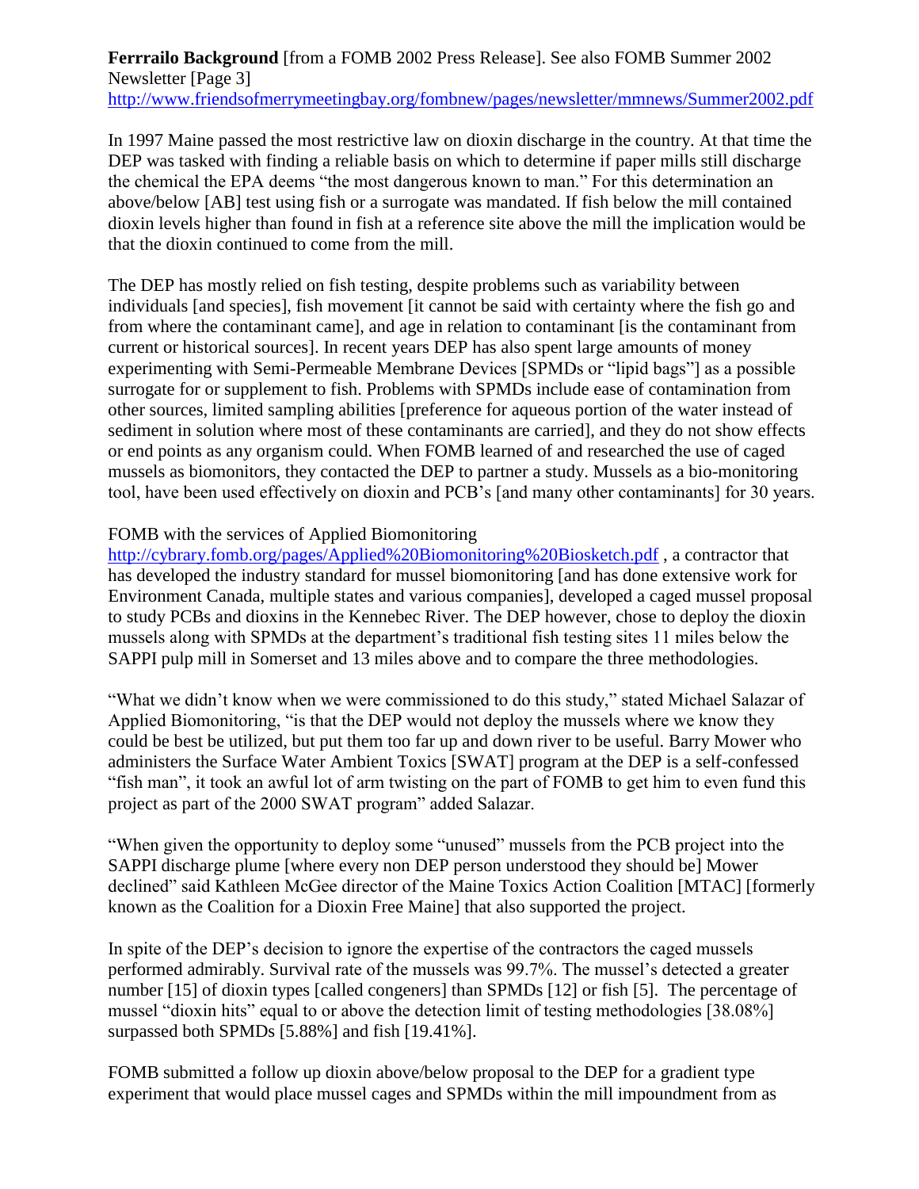**Ferrrailo Background** [from a FOMB 2002 Press Release]. See also FOMB Summer 2002 Newsletter [Page 3] http://www.friendsofmerrymeetingbay.org/fombnew/pages/newsletter/mmnews/Summer2002.pdf

In 1997 Maine passed the most restrictive law on dioxin discharge in the country. At that time the DEP was tasked with finding a reliable basis on which to determine if paper mills still discharge the chemical the EPA deems "the most dangerous known to man." For this determination an above/below [AB] test using fish or a surrogate was mandated. If fish below the mill contained dioxin levels higher than found in fish at a reference site above the mill the implication would be that the dioxin continued to come from the mill.

The DEP has mostly relied on fish testing, despite problems such as variability between individuals [and species], fish movement [it cannot be said with certainty where the fish go and from where the contaminant came], and age in relation to contaminant [is the contaminant from current or historical sources]. In recent years DEP has also spent large amounts of money experimenting with Semi-Permeable Membrane Devices [SPMDs or "lipid bags"] as a possible surrogate for or supplement to fish. Problems with SPMDs include ease of contamination from other sources, limited sampling abilities [preference for aqueous portion of the water instead of sediment in solution where most of these contaminants are carried], and they do not show effects or end points as any organism could. When FOMB learned of and researched the use of caged mussels as biomonitors, they contacted the DEP to partner a study. Mussels as a bio-monitoring tool, have been used effectively on dioxin and PCB's [and many other contaminants] for 30 years.

FOMB with the services of Applied Biomonitoring http://cybrary.fomb.org/pages/Applied%20Biomonitoring%20Biosketch.pdf , a contractor that has developed the industry standard for mussel biomonitoring [and has done extensive work for Environment Canada, multiple states and various companies], developed a caged mussel proposal to study PCBs and dioxins in the Kennebec River. The DEP however, chose to deploy the dioxin mussels along with SPMDs at the department's traditional fish testing sites 11 miles below the SAPPI pulp mill in Somerset and 13 miles above and to compare the three methodologies.

"What we didn't know when we were commissioned to do this study," stated Michael Salazar of Applied Biomonitoring, "is that the DEP would not deploy the mussels where we know they could be best be utilized, but put them too far up and down river to be useful. Barry Mower who administers the Surface Water Ambient Toxics [SWAT] program at the DEP is a self-confessed "fish man", it took an awful lot of arm twisting on the part of FOMB to get him to even fund this project as part of the 2000 SWAT program" added Salazar.

"When given the opportunity to deploy some "unused" mussels from the PCB project into the SAPPI discharge plume [where every non DEP person understood they should be] Mower declined" said Kathleen McGee director of the Maine Toxics Action Coalition [MTAC] [formerly known as the Coalition for a Dioxin Free Maine] that also supported the project.

In spite of the DEP's decision to ignore the expertise of the contractors the caged mussels performed admirably. Survival rate of the mussels was 99.7%. The mussel's detected a greater number [15] of dioxin types [called congeners] than SPMDs [12] or fish [5]. The percentage of mussel "dioxin hits" equal to or above the detection limit of testing methodologies [38.08%] surpassed both SPMDs [5.88%] and fish [19.41%].

FOMB submitted a follow up dioxin above/below proposal to the DEP for a gradient type experiment that would place mussel cages and SPMDs within the mill impoundment from as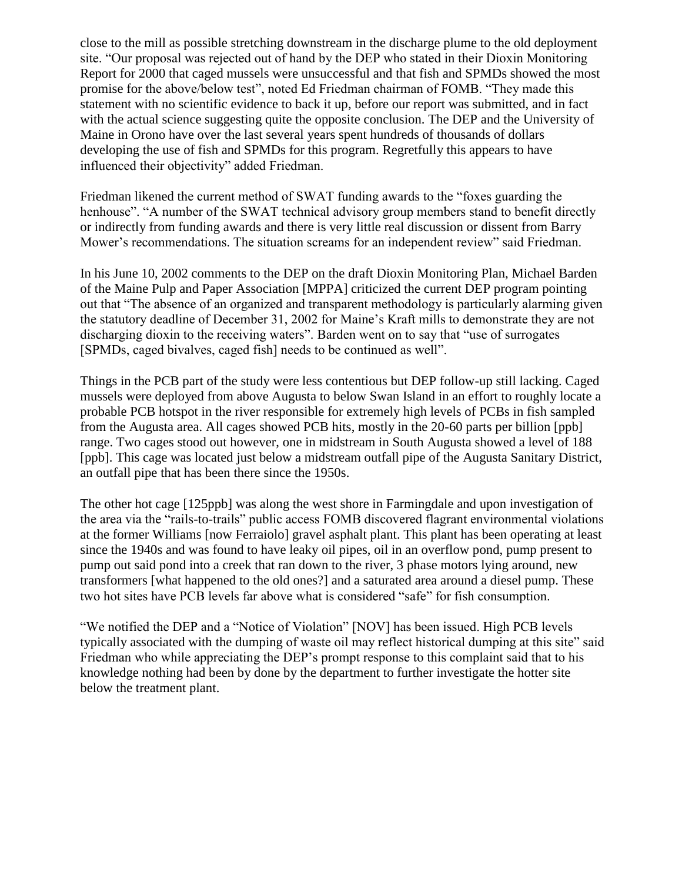close to the mill as possible stretching downstream in the discharge plume to the old deployment site. "Our proposal was rejected out of hand by the DEP who stated in their Dioxin Monitoring Report for 2000 that caged mussels were unsuccessful and that fish and SPMDs showed the most promise for the above/below test", noted Ed Friedman chairman of FOMB. "They made this statement with no scientific evidence to back it up, before our report was submitted, and in fact with the actual science suggesting quite the opposite conclusion. The DEP and the University of Maine in Orono have over the last several years spent hundreds of thousands of dollars developing the use of fish and SPMDs for this program. Regretfully this appears to have influenced their objectivity" added Friedman.

Friedman likened the current method of SWAT funding awards to the "foxes guarding the henhouse". "A number of the SWAT technical advisory group members stand to benefit directly or indirectly from funding awards and there is very little real discussion or dissent from Barry Mower's recommendations. The situation screams for an independent review" said Friedman.

In his June 10, 2002 comments to the DEP on the draft Dioxin Monitoring Plan, Michael Barden of the Maine Pulp and Paper Association [MPPA] criticized the current DEP program pointing out that "The absence of an organized and transparent methodology is particularly alarming given the statutory deadline of December 31, 2002 for Maine's Kraft mills to demonstrate they are not discharging dioxin to the receiving waters". Barden went on to say that "use of surrogates [SPMDs, caged bivalves, caged fish] needs to be continued as well".

Things in the PCB part of the study were less contentious but DEP follow-up still lacking. Caged mussels were deployed from above Augusta to below Swan Island in an effort to roughly locate a probable PCB hotspot in the river responsible for extremely high levels of PCBs in fish sampled from the Augusta area. All cages showed PCB hits, mostly in the 20-60 parts per billion [ppb] range. Two cages stood out however, one in midstream in South Augusta showed a level of 188 [ppb]. This cage was located just below a midstream outfall pipe of the Augusta Sanitary District, an outfall pipe that has been there since the 1950s.

The other hot cage [125ppb] was along the west shore in Farmingdale and upon investigation of the area via the "rails-to-trails" public access FOMB discovered flagrant environmental violations at the former Williams [now Ferraiolo] gravel asphalt plant. This plant has been operating at least since the 1940s and was found to have leaky oil pipes, oil in an overflow pond, pump present to pump out said pond into a creek that ran down to the river, 3 phase motors lying around, new transformers [what happened to the old ones?] and a saturated area around a diesel pump. These two hot sites have PCB levels far above what is considered "safe" for fish consumption.

"We notified the DEP and a "Notice of Violation" [NOV] has been issued. High PCB levels typically associated with the dumping of waste oil may reflect historical dumping at this site" said Friedman who while appreciating the DEP's prompt response to this complaint said that to his knowledge nothing had been by done by the department to further investigate the hotter site below the treatment plant.